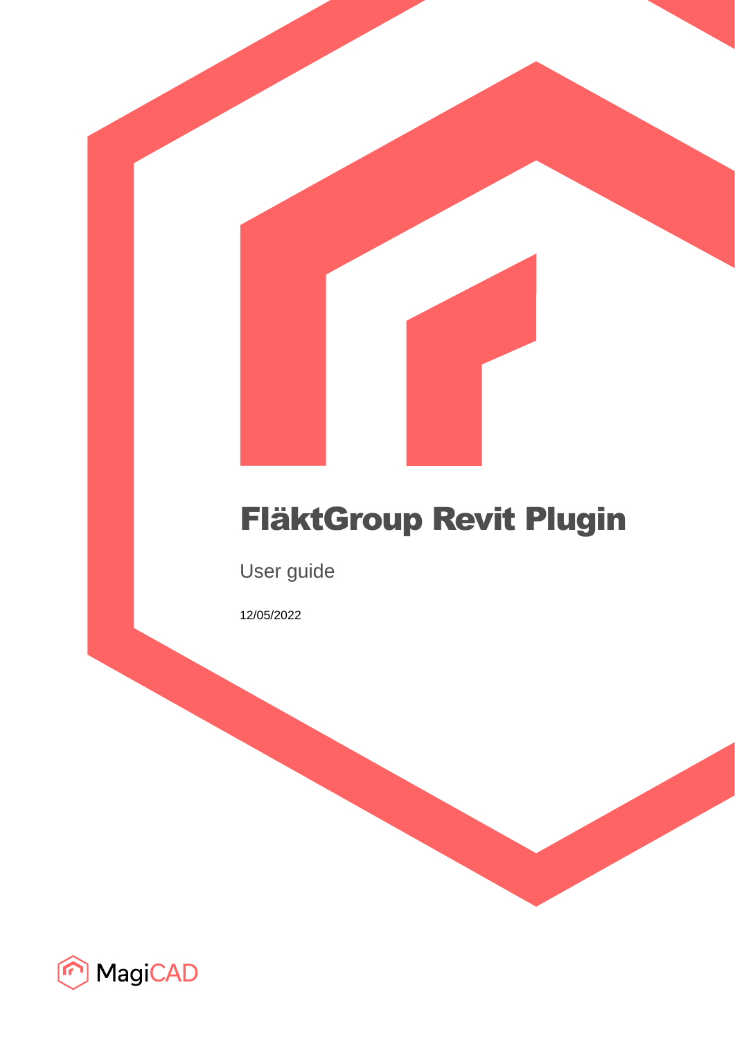# FläktGroup Revit Plugin

User guide

12/05/2022

MagiCAD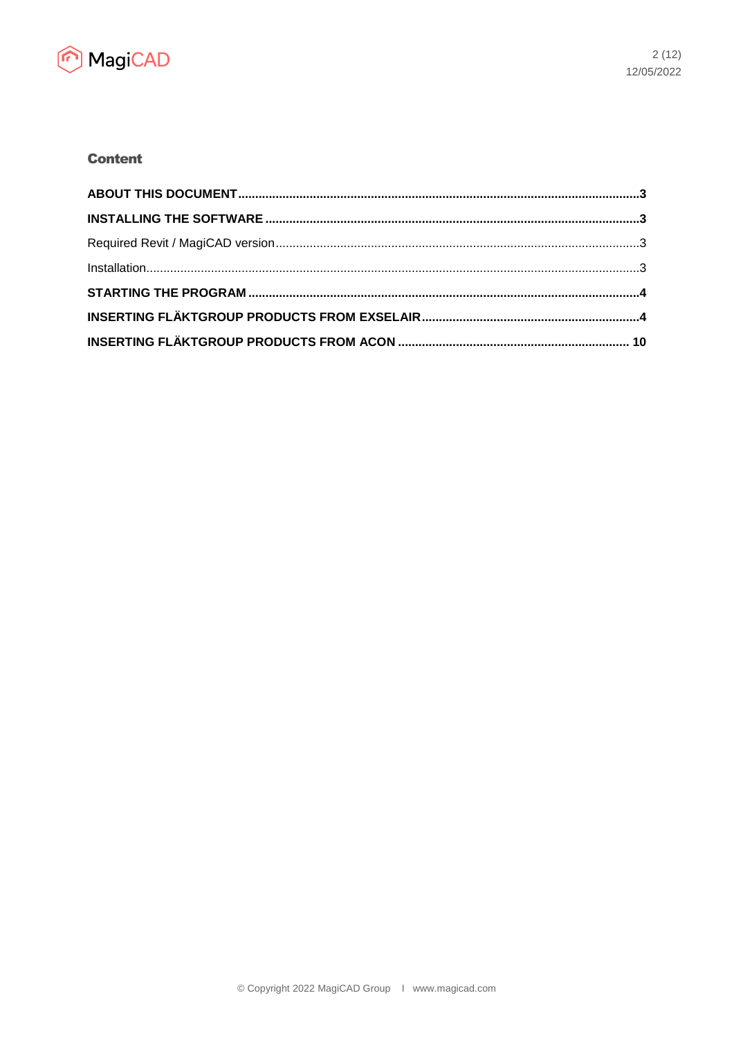## Content

**ABOUT THIS DOCUMENT** .......... **3**

**INSTALLING THE SOFTWARE** .......... **3**

Required Revit / MagiCAD version .......... 3

Installation .......... 3

**STARTING THE PROGRAM** .......... **4**

**INSERTING FLÄKTGROUP PRODUCTS FROM EXSELAIR** .......... **4**

**INSERTING FLÄKTGROUP PRODUCTS FROM ACON** .......... **10**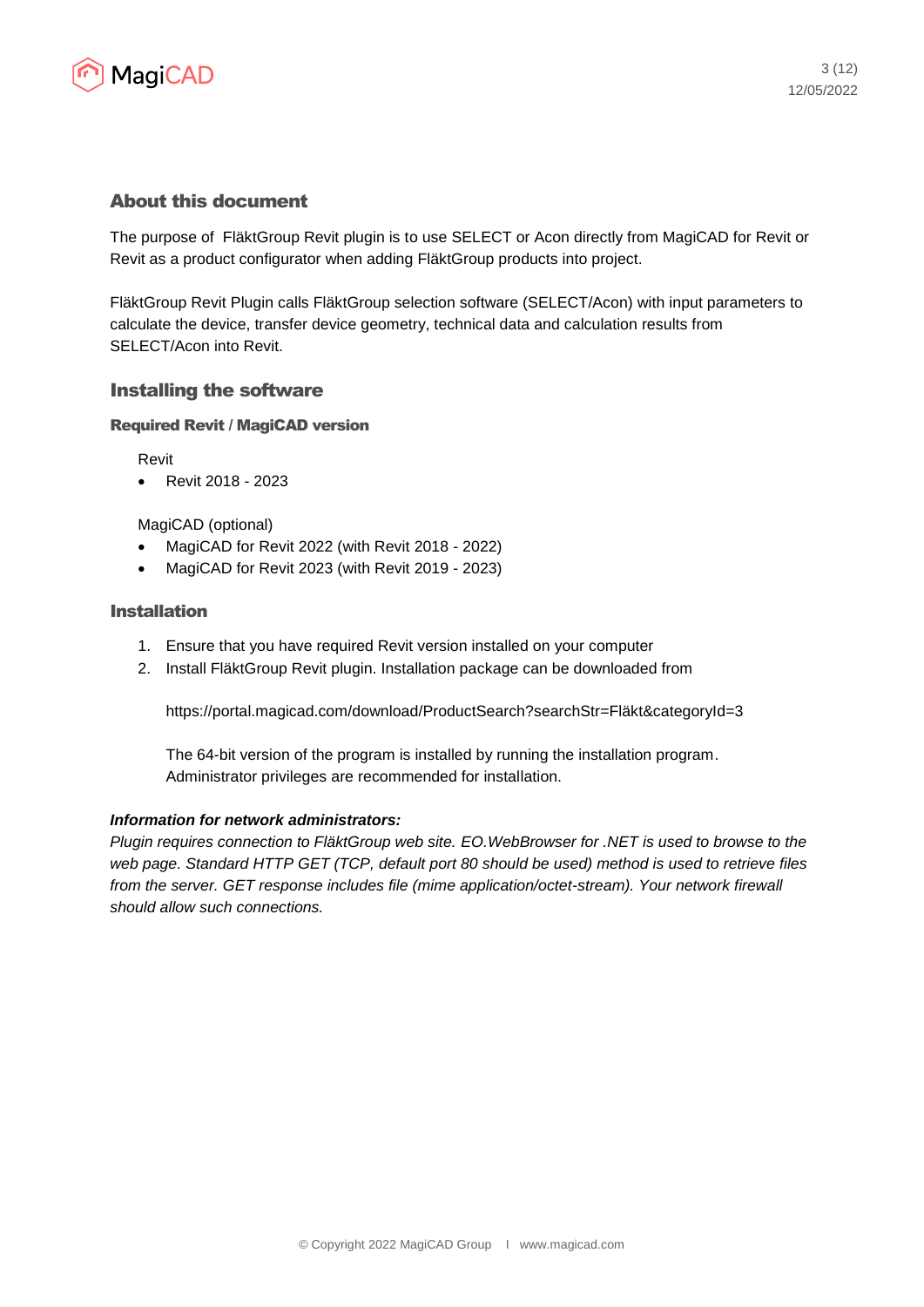## About this document

The purpose of FläktGroup Revit plugin is to use SELECT or Acon directly from MagiCAD for Revit or Revit as a product configurator when adding FläktGroup products into project.

FläktGroup Revit Plugin calls FläktGroup selection software (SELECT/Acon) with input parameters to calculate the device, transfer device geometry, technical data and calculation results from SELECT/Acon into Revit.

## Installing the software

### Required Revit / MagiCAD version

Revit

- Revit 2018 - 2023

MagiCAD (optional)

- MagiCAD for Revit 2022 (with Revit 2018 - 2022)
- MagiCAD for Revit 2023 (with Revit 2019 - 2023)

## Installation

1. Ensure that you have required Revit version installed on your computer
2. Install FläktGroup Revit plugin. Installation package can be downloaded from

   https://portal.magicad.com/download/ProductSearch?searchStr=Fläkt&categoryId=3

   The 64-bit version of the program is installed by running the installation program. Administrator privileges are recommended for installation.

***Information for network administrators:***
*Plugin requires connection to FläktGroup web site. EO.WebBrowser for .NET is used to browse to the web page. Standard HTTP GET (TCP, default port 80 should be used) method is used to retrieve files from the server. GET response includes file (mime application/octet-stream). Your network firewall should allow such connections.*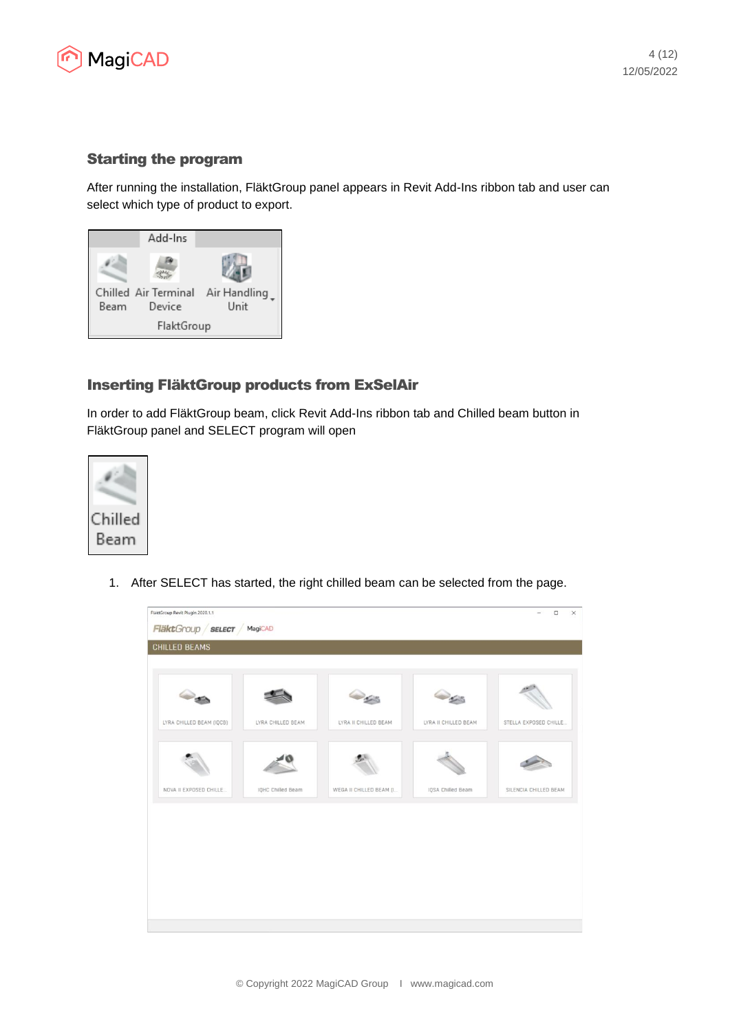## Starting the program

After running the installation, FläktGroup panel appears in Revit Add-Ins ribbon tab and user can select which type of product to export.

## Inserting FläktGroup products from ExSelAir

In order to add FläktGroup beam, click Revit Add-Ins ribbon tab and Chilled beam button in FläktGroup panel and SELECT program will open

1. After SELECT has started, the right chilled beam can be selected from the page.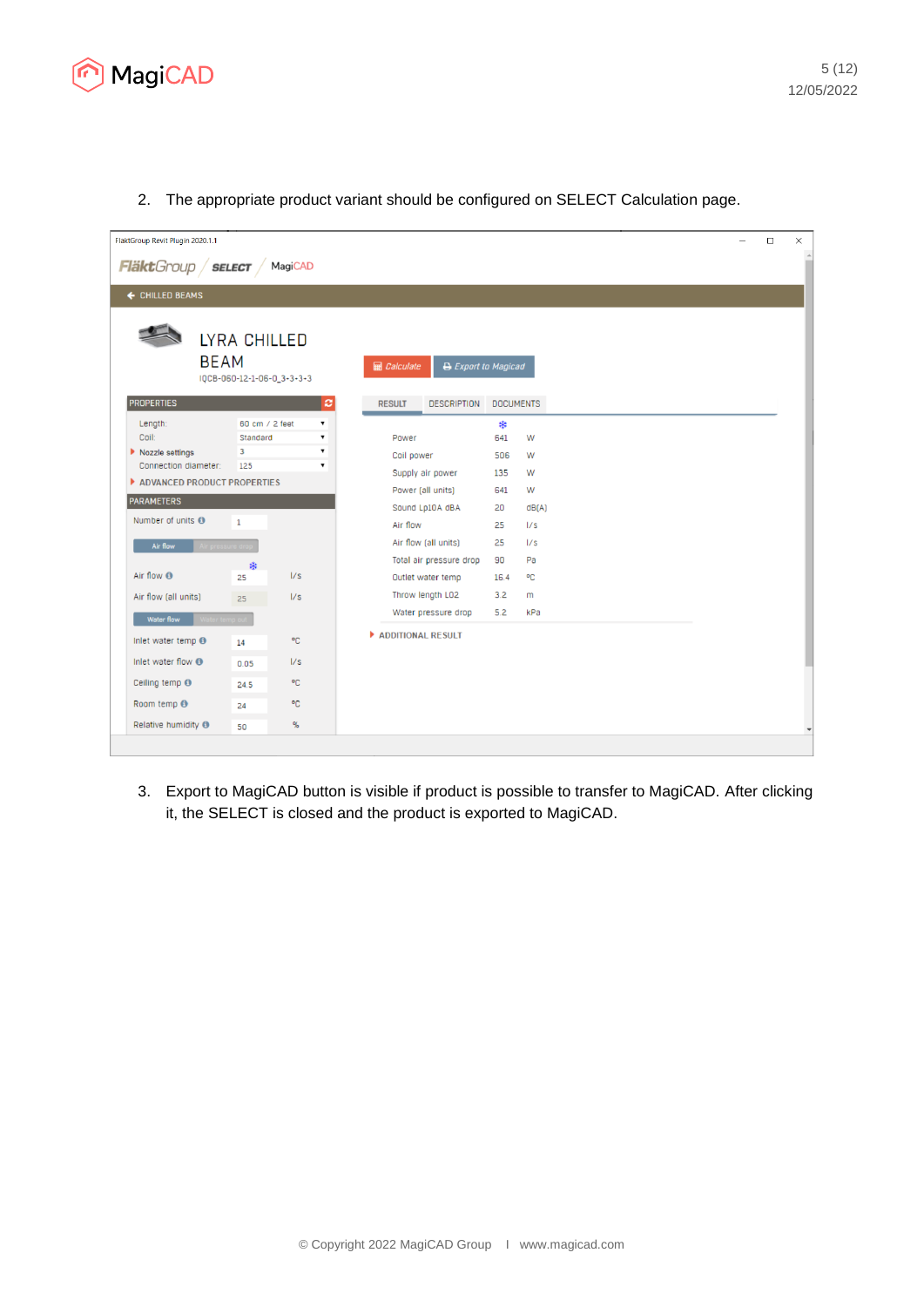2. The appropriate product variant should be configured on SELECT Calculation page.

3. Export to MagiCAD button is visible if product is possible to transfer to MagiCAD. After clicking it, the SELECT is closed and the product is exported to MagiCAD.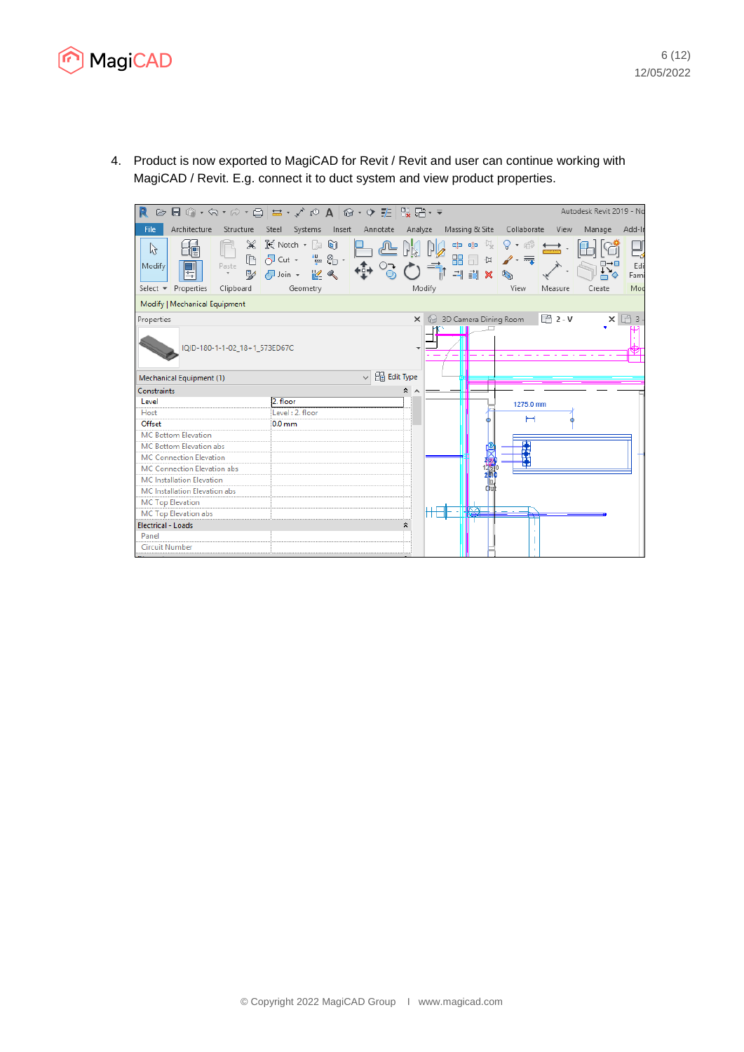4. Product is now exported to MagiCAD for Revit / Revit and user can continue working with MagiCAD / Revit. E.g. connect it to duct system and view product properties.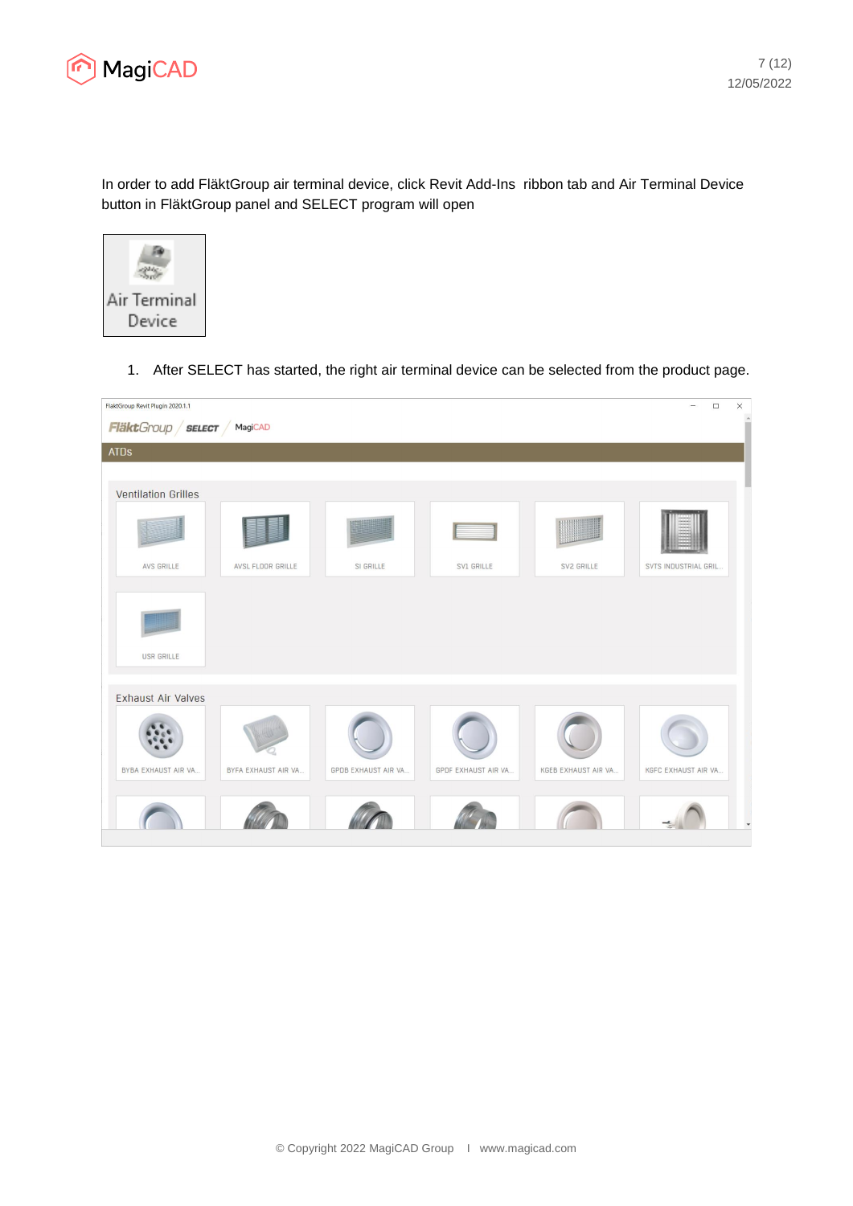In order to add FläktGroup air terminal device, click Revit Add-Ins  ribbon tab and Air Terminal Device button in FläktGroup panel and SELECT program will open

1. After SELECT has started, the right air terminal device can be selected from the product page.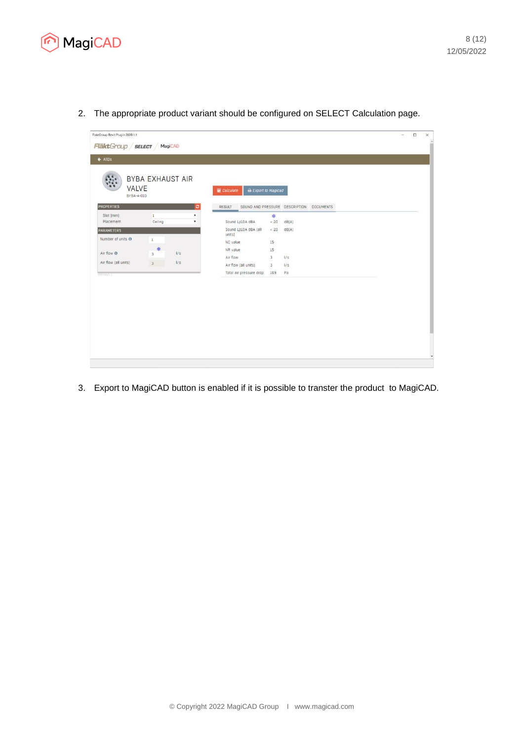2. The appropriate product variant should be configured on SELECT Calculation page.

3. Export to MagiCAD button is enabled if it is possible to transter the product  to MagiCAD.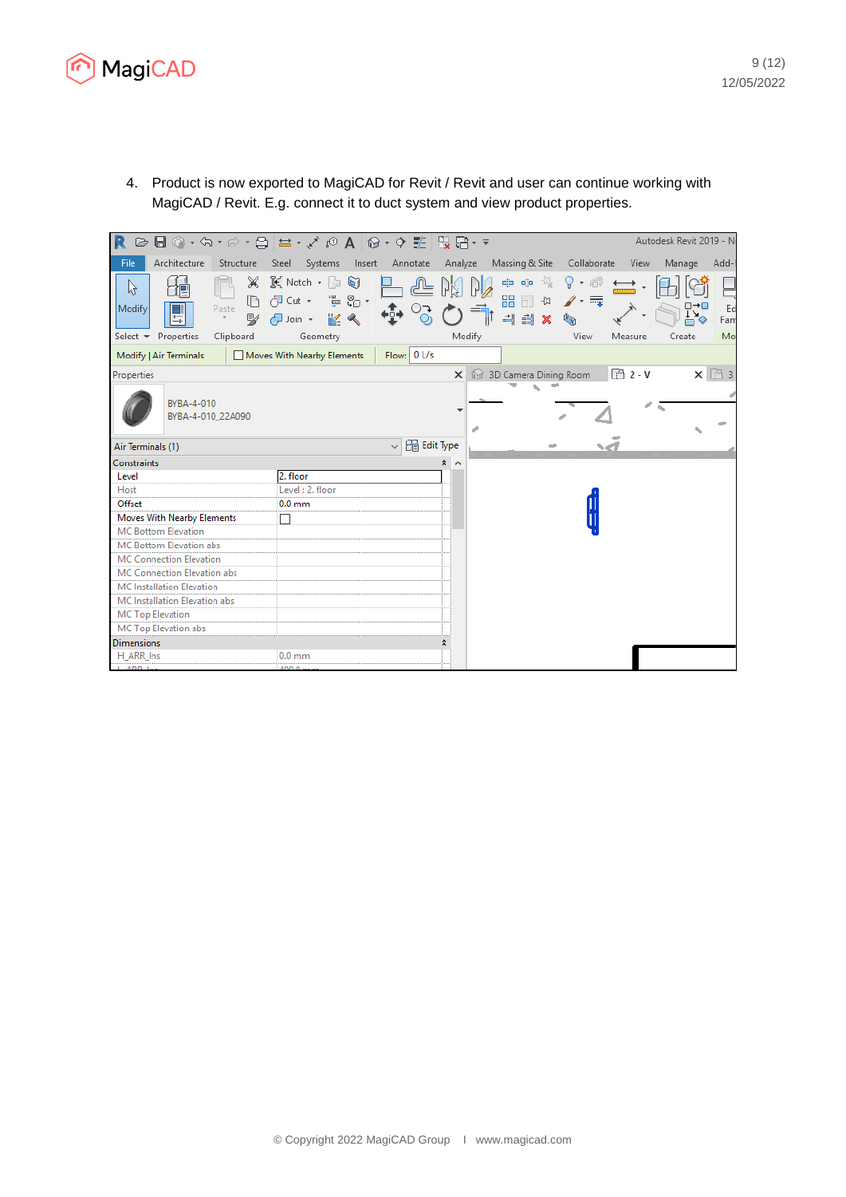4. Product is now exported to MagiCAD for Revit / Revit and user can continue working with MagiCAD / Revit. E.g. connect it to duct system and view product properties.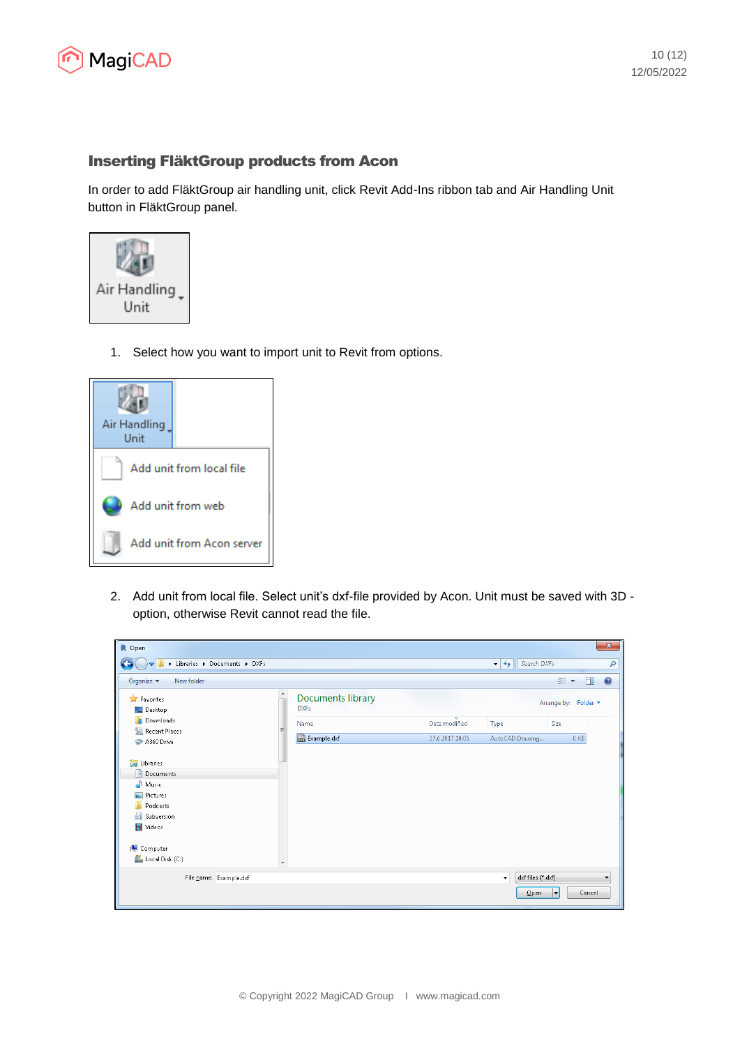## Inserting FläktGroup products from Acon

In order to add FläktGroup air handling unit, click Revit Add-Ins ribbon tab and Air Handling Unit button in FläktGroup panel.

1. Select how you want to import unit to Revit from options.

2. Add unit from local file. Select unit's dxf-file provided by Acon. Unit must be saved with 3D - option, otherwise Revit cannot read the file.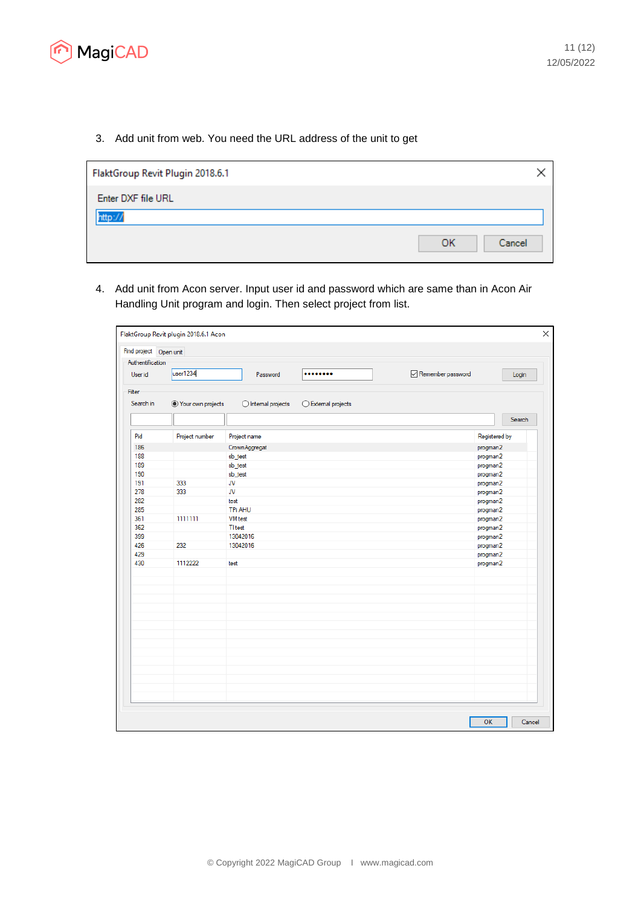3. Add unit from web. You need the URL address of the unit to get

FlaktGroup Revit Plugin 2018.6.1

Enter DXF file URL

http://

OK   Cancel

4. Add unit from Acon server. Input user id and password which are same than in Acon Air Handling Unit program and login. Then select project from list.

FlaktGroup Revit plugin 2018.6.1 Acon

Find project | Open unit

Authentification

User id: user1234   Password: ••••••••   ☑ Remember password   Login

Filter

Search in: ◉ Your own projects ◯ Internal projects ◯ External projects   Search

| Pid | Project number | Project name | Registered by |
|---|---|---|---|
| 186 | | CrownAggregat | progman2 |
| 188 | | sb_test | progman2 |
| 189 | | sb_test | progman2 |
| 190 | | sb_test | progman2 |
| 191 | 333 | JV | progman2 |
| 278 | 333 | JV | progman2 |
| 282 | | test | progman2 |
| 285 | | TPi AHU | progman2 |
| 361 | 1111111 | VM test | progman2 |
| 362 | | TI test | progman2 |
| 399 | | 13042016 | progman2 |
| 426 | 232 | 13042016 | progman2 |
| 429 | | | progman2 |
| 430 | 1112222 | test | progman2 |

OK   Cancel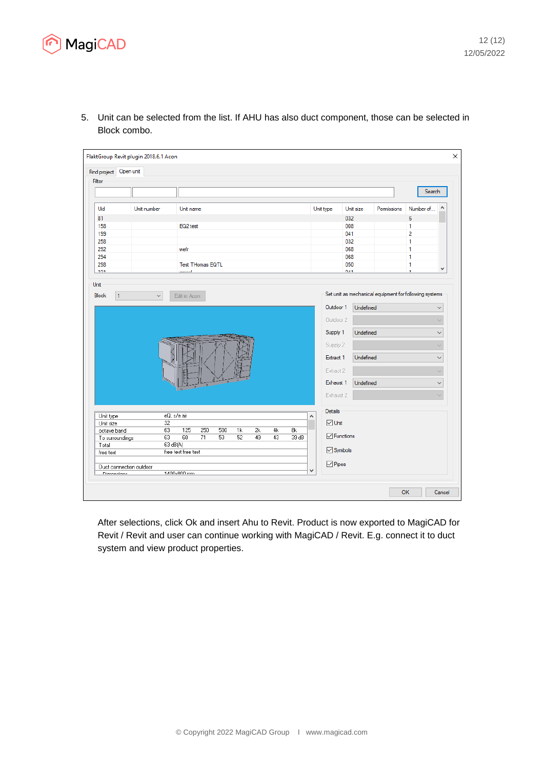5. Unit can be selected from the list. If AHU has also duct component, those can be selected in Block combo.

After selections, click Ok and insert Ahu to Revit. Product is now exported to MagiCAD for Revit / Revit and user can continue working with MagiCAD / Revit. E.g. connect it to duct system and view product properties.